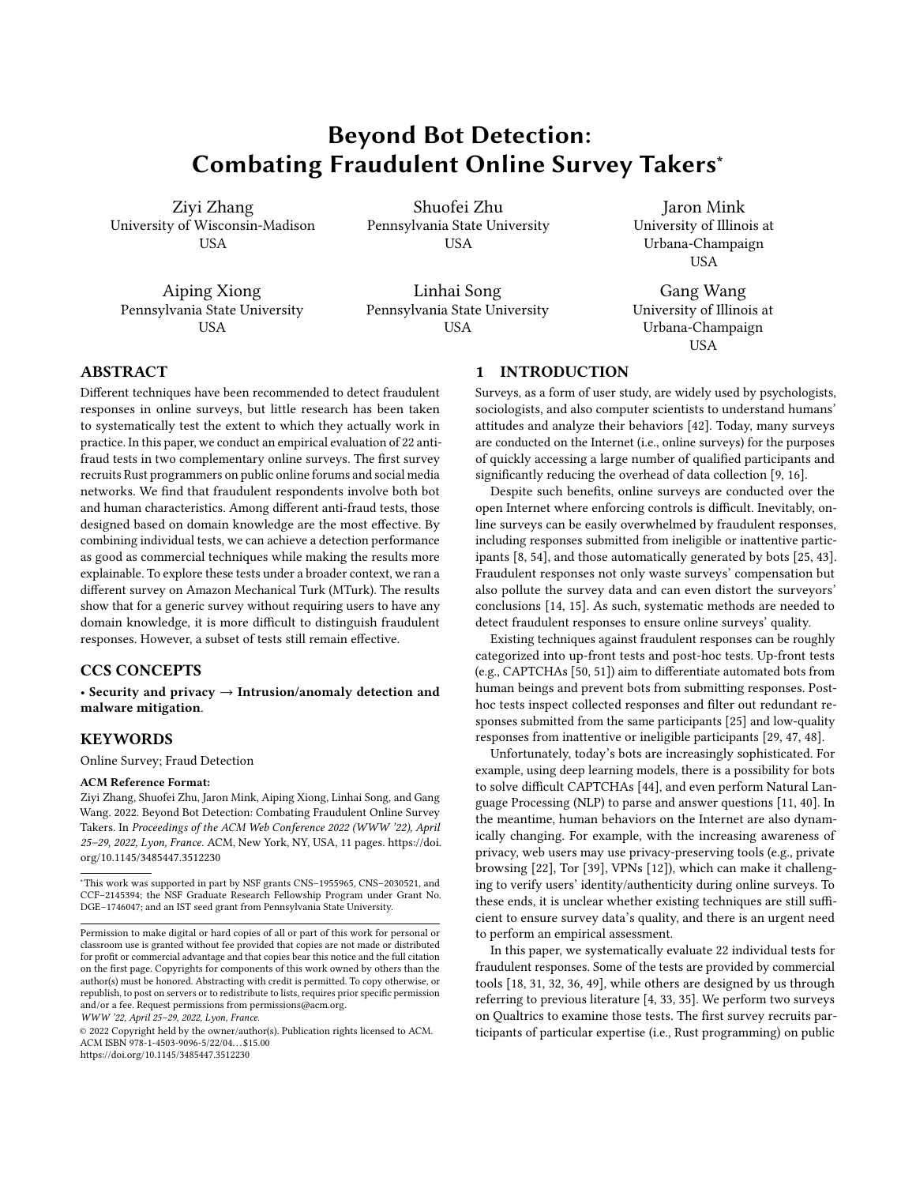# Beyond Bot Detection: Combating Fraudulent Online Survey Takers*

Ziyi Zhang
University of Wisconsin-Madison
USA

Shuofei Zhu
Pennsylvania State University
USA

Jaron Mink
University of Illinois at Urbana-Champaign
USA

Aiping Xiong
Pennsylvania State University
USA

Linhai Song
Pennsylvania State University
USA

Gang Wang
University of Illinois at Urbana-Champaign
USA

## ABSTRACT

Different techniques have been recommended to detect fraudulent responses in online surveys, but little research has been taken to systematically test the extent to which they actually work in practice. In this paper, we conduct an empirical evaluation of 22 anti-fraud tests in two complementary online surveys. The first survey recruits Rust programmers on public online forums and social media networks. We find that fraudulent respondents involve both bot and human characteristics. Among different anti-fraud tests, those designed based on domain knowledge are the most effective. By combining individual tests, we can achieve a detection performance as good as commercial techniques while making the results more explainable. To explore these tests under a broader context, we ran a different survey on Amazon Mechanical Turk (MTurk). The results show that for a generic survey without requiring users to have any domain knowledge, it is more difficult to distinguish fraudulent responses. However, a subset of tests still remain effective.

## CCS CONCEPTS

• **Security and privacy** → **Intrusion/anomaly detection and malware mitigation**.

## KEYWORDS

Online Survey; Fraud Detection

**ACM Reference Format:**
Ziyi Zhang, Shuofei Zhu, Jaron Mink, Aiping Xiong, Linhai Song, and Gang Wang. 2022. Beyond Bot Detection: Combating Fraudulent Online Survey Takers. In *Proceedings of the ACM Web Conference 2022 (WWW '22), April 25–29, 2022, Lyon, France.* ACM, New York, NY, USA, 11 pages. https://doi.org/10.1145/3485447.3512230

*This work was supported in part by NSF grants CNS–1955965, CNS–2030521, and CCF–2145394; the NSF Graduate Research Fellowship Program under Grant No. DGE–1746047; and an IST seed grant from Pennsylvania State University.

Permission to make digital or hard copies of all or part of this work for personal or classroom use is granted without fee provided that copies are not made or distributed for profit or commercial advantage and that copies bear this notice and the full citation on the first page. Copyrights for components of this work owned by others than the author(s) must be honored. Abstracting with credit is permitted. To copy otherwise, or republish, to post on servers or to redistribute to lists, requires prior specific permission and/or a fee. Request permissions from permissions@acm.org.
*WWW '22, April 25–29, 2022, Lyon, France.*
© 2022 Copyright held by the owner/author(s). Publication rights licensed to ACM.
ACM ISBN 978-1-4503-9096-5/22/04…$15.00
https://doi.org/10.1145/3485447.3512230

## 1 INTRODUCTION

Surveys, as a form of user study, are widely used by psychologists, sociologists, and also computer scientists to understand humans' attitudes and analyze their behaviors [42]. Today, many surveys are conducted on the Internet (i.e., online surveys) for the purposes of quickly accessing a large number of qualified participants and significantly reducing the overhead of data collection [9, 16].

Despite such benefits, online surveys are conducted over the open Internet where enforcing controls is difficult. Inevitably, online surveys can be easily overwhelmed by fraudulent responses, including responses submitted from ineligible or inattentive participants [8, 54], and those automatically generated by bots [25, 43]. Fraudulent responses not only waste surveys' compensation but also pollute the survey data and can even distort the surveyors' conclusions [14, 15]. As such, systematic methods are needed to detect fraudulent responses to ensure online surveys' quality.

Existing techniques against fraudulent responses can be roughly categorized into up-front tests and post-hoc tests. Up-front tests (e.g., CAPTCHAs [50, 51]) aim to differentiate automated bots from human beings and prevent bots from submitting responses. Post-hoc tests inspect collected responses and filter out redundant responses submitted from the same participants [25] and low-quality responses from inattentive or ineligible participants [29, 47, 48].

Unfortunately, today's bots are increasingly sophisticated. For example, using deep learning models, there is a possibility for bots to solve difficult CAPTCHAs [44], and even perform Natural Language Processing (NLP) to parse and answer questions [11, 40]. In the meantime, human behaviors on the Internet are also dynamically changing. For example, with the increasing awareness of privacy, web users may use privacy-preserving tools (e.g., private browsing [22], Tor [39], VPNs [12]), which can make it challenging to verify users' identity/authenticity during online surveys. To these ends, it is unclear whether existing techniques are still sufficient to ensure survey data's quality, and there is an urgent need to perform an empirical assessment.

In this paper, we systematically evaluate 22 individual tests for fraudulent responses. Some of the tests are provided by commercial tools [18, 31, 32, 36, 49], while others are designed by us through referring to previous literature [4, 33, 35]. We perform two surveys on Qualtrics to examine those tests. The first survey recruits participants of particular expertise (i.e., Rust programming) on public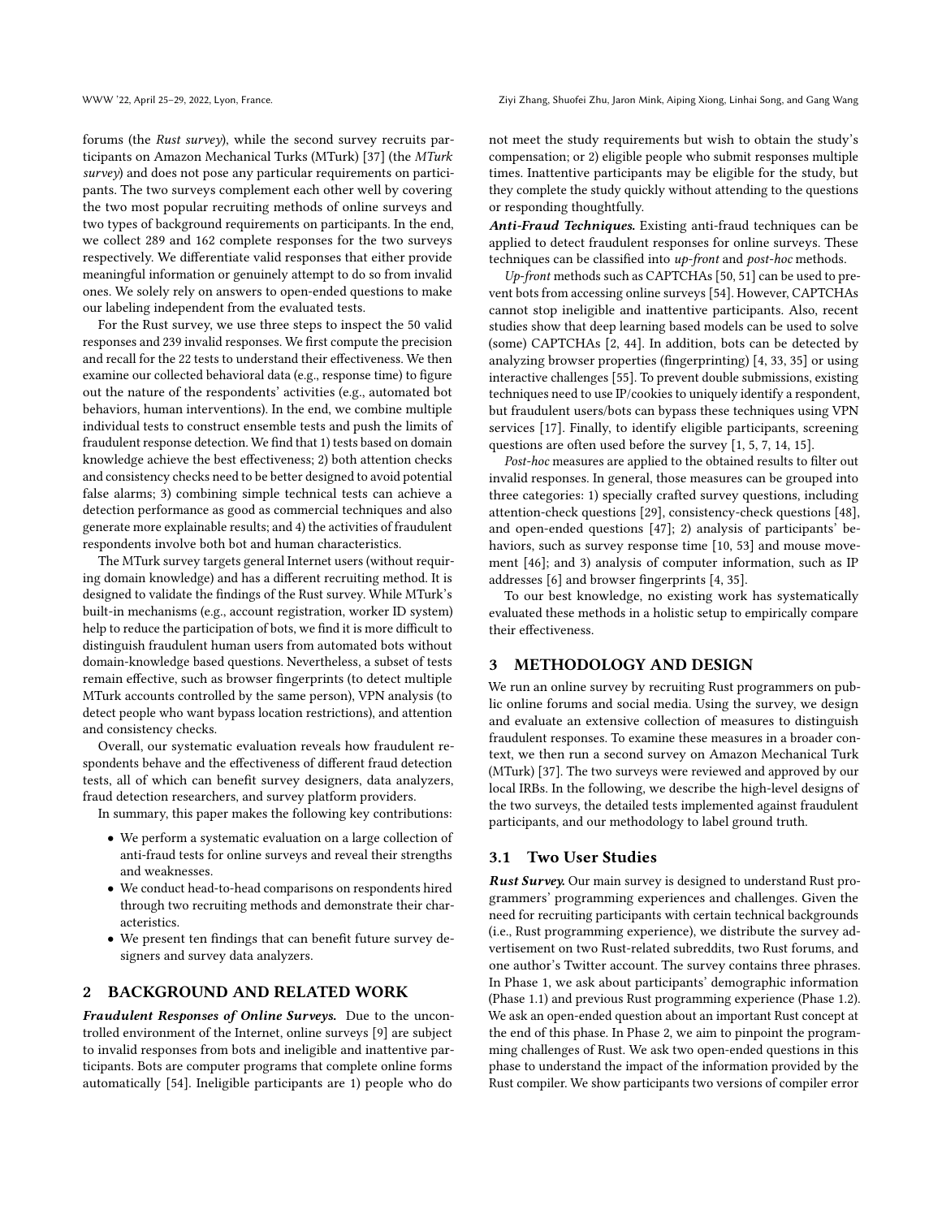forums (the *Rust survey*), while the second survey recruits participants on Amazon Mechanical Turks (MTurk) [37] (the *MTurk survey*) and does not pose any particular requirements on participants. The two surveys complement each other well by covering the two most popular recruiting methods of online surveys and two types of background requirements on participants. In the end, we collect 289 and 162 complete responses for the two surveys respectively. We differentiate valid responses that either provide meaningful information or genuinely attempt to do so from invalid ones. We solely rely on answers to open-ended questions to make our labeling independent from the evaluated tests.

For the Rust survey, we use three steps to inspect the 50 valid responses and 239 invalid responses. We first compute the precision and recall for the 22 tests to understand their effectiveness. We then examine our collected behavioral data (e.g., response time) to figure out the nature of the respondents' activities (e.g., automated bot behaviors, human interventions). In the end, we combine multiple individual tests to construct ensemble tests and push the limits of fraudulent response detection. We find that 1) tests based on domain knowledge achieve the best effectiveness; 2) both attention checks and consistency checks need to be better designed to avoid potential false alarms; 3) combining simple technical tests can achieve a detection performance as good as commercial techniques and also generate more explainable results; and 4) the activities of fraudulent respondents involve both bot and human characteristics.

The MTurk survey targets general Internet users (without requiring domain knowledge) and has a different recruiting method. It is designed to validate the findings of the Rust survey. While MTurk's built-in mechanisms (e.g., account registration, worker ID system) help to reduce the participation of bots, we find it is more difficult to distinguish fraudulent human users from automated bots without domain-knowledge based questions. Nevertheless, a subset of tests remain effective, such as browser fingerprints (to detect multiple MTurk accounts controlled by the same person), VPN analysis (to detect people who want bypass location restrictions), and attention and consistency checks.

Overall, our systematic evaluation reveals how fraudulent respondents behave and the effectiveness of different fraud detection tests, all of which can benefit survey designers, data analyzers, fraud detection researchers, and survey platform providers.

In summary, this paper makes the following key contributions:

- We perform a systematic evaluation on a large collection of anti-fraud tests for online surveys and reveal their strengths and weaknesses.
- We conduct head-to-head comparisons on respondents hired through two recruiting methods and demonstrate their characteristics.
- We present ten findings that can benefit future survey designers and survey data analyzers.

## 2 BACKGROUND AND RELATED WORK

***Fraudulent Responses of Online Surveys.*** Due to the uncontrolled environment of the Internet, online surveys [9] are subject to invalid responses from bots and ineligible and inattentive participants. Bots are computer programs that complete online forms automatically [54]. Ineligible participants are 1) people who do not meet the study requirements but wish to obtain the study's compensation; or 2) eligible people who submit responses multiple times. Inattentive participants may be eligible for the study, but they complete the study quickly without attending to the questions or responding thoughtfully.

***Anti-Fraud Techniques.*** Existing anti-fraud techniques can be applied to detect fraudulent responses for online surveys. These techniques can be classified into *up-front* and *post-hoc* methods.

*Up-front* methods such as CAPTCHAs [50, 51] can be used to prevent bots from accessing online surveys [54]. However, CAPTCHAs cannot stop ineligible and inattentive participants. Also, recent studies show that deep learning based models can be used to solve (some) CAPTCHAs [2, 44]. In addition, bots can be detected by analyzing browser properties (fingerprinting) [4, 33, 35] or using interactive challenges [55]. To prevent double submissions, existing techniques need to use IP/cookies to uniquely identify a respondent, but fraudulent users/bots can bypass these techniques using VPN services [17]. Finally, to identify eligible participants, screening questions are often used before the survey [1, 5, 7, 14, 15].

*Post-hoc* measures are applied to the obtained results to filter out invalid responses. In general, those measures can be grouped into three categories: 1) specially crafted survey questions, including attention-check questions [29], consistency-check questions [48], and open-ended questions [47]; 2) analysis of participants' behaviors, such as survey response time [10, 53] and mouse movement [46]; and 3) analysis of computer information, such as IP addresses [6] and browser fingerprints [4, 35].

To our best knowledge, no existing work has systematically evaluated these methods in a holistic setup to empirically compare their effectiveness.

## 3 METHODOLOGY AND DESIGN

We run an online survey by recruiting Rust programmers on public online forums and social media. Using the survey, we design and evaluate an extensive collection of measures to distinguish fraudulent responses. To examine these measures in a broader context, we then run a second survey on Amazon Mechanical Turk (MTurk) [37]. The two surveys were reviewed and approved by our local IRBs. In the following, we describe the high-level designs of the two surveys, the detailed tests implemented against fraudulent participants, and our methodology to label ground truth.

### 3.1 Two User Studies

***Rust Survey.*** Our main survey is designed to understand Rust programmers' programming experiences and challenges. Given the need for recruiting participants with certain technical backgrounds (i.e., Rust programming experience), we distribute the survey advertisement on two Rust-related subreddits, two Rust forums, and one author's Twitter account. The survey contains three phrases. In Phase 1, we ask about participants' demographic information (Phase 1.1) and previous Rust programming experience (Phase 1.2). We ask an open-ended question about an important Rust concept at the end of this phase. In Phase 2, we aim to pinpoint the programming challenges of Rust. We ask two open-ended questions in this phase to understand the impact of the information provided by the Rust compiler. We show participants two versions of compiler error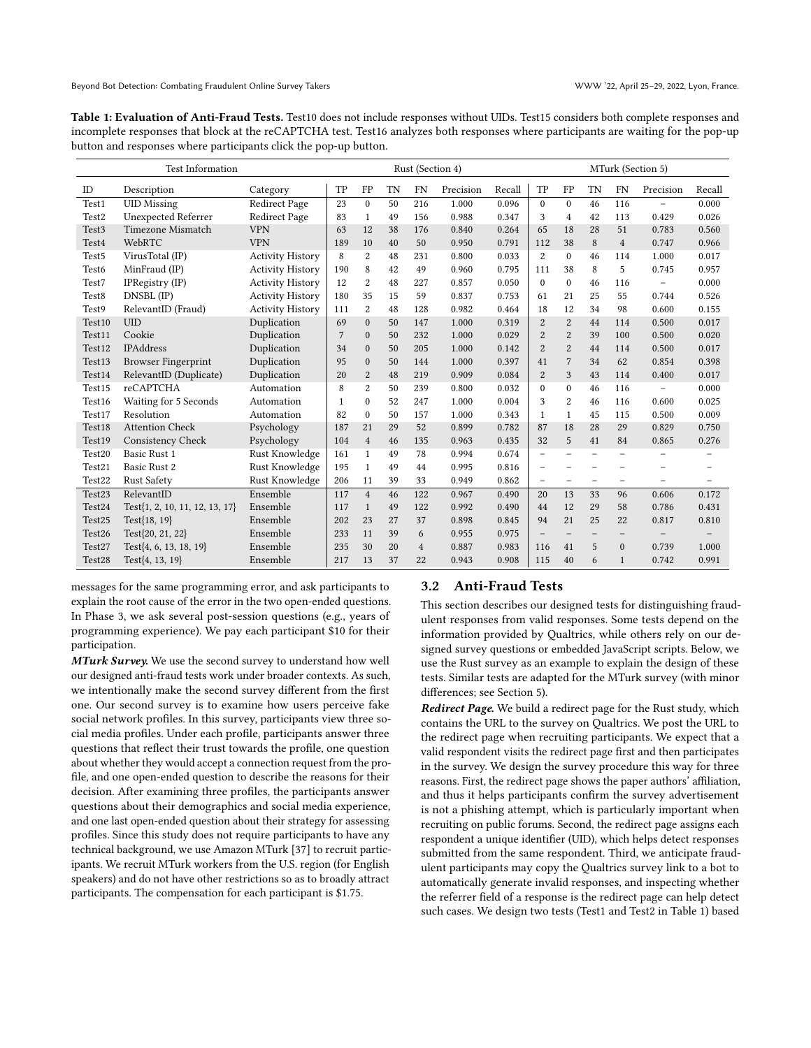**Table 1: Evaluation of Anti-Fraud Tests.** Test10 does not include responses without UIDs. Test15 considers both complete responses and incomplete responses that block at the reCAPTCHA test. Test16 analyzes both responses where participants are waiting for the pop-up button and responses where participants click the pop-up button.

| Test Information | | | Rust (Section 4) | | | | | | MTurk (Section 5) | | | | | |
|---|---|---|---|---|---|---|---|---|---|---|---|---|---|---|
| ID | Description | Category | TP | FP | TN | FN | Precision | Recall | TP | FP | TN | FN | Precision | Recall |
| Test1 | UID Missing | Redirect Page | 23 | 0 | 50 | 216 | 1.000 | 0.096 | 0 | 0 | 46 | 116 | – | 0.000 |
| Test2 | Unexpected Referrer | Redirect Page | 83 | 1 | 49 | 156 | 0.988 | 0.347 | 3 | 4 | 42 | 113 | 0.429 | 0.026 |
| Test3 | Timezone Mismatch | VPN | 63 | 12 | 38 | 176 | 0.840 | 0.264 | 65 | 18 | 28 | 51 | 0.783 | 0.560 |
| Test4 | WebRTC | VPN | 189 | 10 | 40 | 50 | 0.950 | 0.791 | 112 | 38 | 8 | 4 | 0.747 | 0.966 |
| Test5 | VirusTotal (IP) | Activity History | 8 | 2 | 48 | 231 | 0.800 | 0.033 | 2 | 0 | 46 | 114 | 1.000 | 0.017 |
| Test6 | MinFraud (IP) | Activity History | 190 | 8 | 42 | 49 | 0.960 | 0.795 | 111 | 38 | 8 | 5 | 0.745 | 0.957 |
| Test7 | IPRegistry (IP) | Activity History | 12 | 2 | 48 | 227 | 0.857 | 0.050 | 0 | 0 | 46 | 116 | – | 0.000 |
| Test8 | DNSBL (IP) | Activity History | 180 | 35 | 15 | 59 | 0.837 | 0.753 | 61 | 21 | 25 | 55 | 0.744 | 0.526 |
| Test9 | RelevantID (Fraud) | Activity History | 111 | 2 | 48 | 128 | 0.982 | 0.464 | 18 | 12 | 34 | 98 | 0.600 | 0.155 |
| Test10 | UID | Duplication | 69 | 0 | 50 | 147 | 1.000 | 0.319 | 2 | 2 | 44 | 114 | 0.500 | 0.017 |
| Test11 | Cookie | Duplication | 7 | 0 | 50 | 232 | 1.000 | 0.029 | 2 | 2 | 39 | 100 | 0.500 | 0.020 |
| Test12 | IPAddress | Duplication | 34 | 0 | 50 | 205 | 1.000 | 0.142 | 2 | 2 | 44 | 114 | 0.500 | 0.017 |
| Test13 | Browser Fingerprint | Duplication | 95 | 0 | 50 | 144 | 1.000 | 0.397 | 41 | 7 | 34 | 62 | 0.854 | 0.398 |
| Test14 | RelevantID (Duplicate) | Duplication | 20 | 2 | 48 | 219 | 0.909 | 0.084 | 2 | 3 | 43 | 114 | 0.400 | 0.017 |
| Test15 | reCAPTCHA | Automation | 8 | 2 | 50 | 239 | 0.800 | 0.032 | 0 | 0 | 46 | 116 | – | 0.000 |
| Test16 | Waiting for 5 Seconds | Automation | 1 | 0 | 52 | 247 | 1.000 | 0.004 | 3 | 2 | 46 | 116 | 0.600 | 0.025 |
| Test17 | Resolution | Automation | 82 | 0 | 50 | 157 | 1.000 | 0.343 | 1 | 1 | 45 | 115 | 0.500 | 0.009 |
| Test18 | Attention Check | Psychology | 187 | 21 | 29 | 52 | 0.899 | 0.782 | 87 | 18 | 28 | 29 | 0.829 | 0.750 |
| Test19 | Consistency Check | Psychology | 104 | 4 | 46 | 135 | 0.963 | 0.435 | 32 | 5 | 41 | 84 | 0.865 | 0.276 |
| Test20 | Basic Rust 1 | Rust Knowledge | 161 | 1 | 49 | 78 | 0.994 | 0.674 | – | – | – | – | – | – |
| Test21 | Basic Rust 2 | Rust Knowledge | 195 | 1 | 49 | 44 | 0.995 | 0.816 | – | – | – | – | – | – |
| Test22 | Rust Safety | Rust Knowledge | 206 | 11 | 39 | 33 | 0.949 | 0.862 | – | – | – | – | – | – |
| Test23 | RelevantID | Ensemble | 117 | 4 | 46 | 122 | 0.967 | 0.490 | 20 | 13 | 33 | 96 | 0.606 | 0.172 |
| Test24 | Test{1, 2, 10, 11, 12, 13, 17} | Ensemble | 117 | 1 | 49 | 122 | 0.992 | 0.490 | 44 | 12 | 29 | 58 | 0.786 | 0.431 |
| Test25 | Test{18, 19} | Ensemble | 202 | 23 | 27 | 37 | 0.898 | 0.845 | 94 | 21 | 25 | 22 | 0.817 | 0.810 |
| Test26 | Test{20, 21, 22} | Ensemble | 233 | 11 | 39 | 6 | 0.955 | 0.975 | – | – | – | – | – | – |
| Test27 | Test{4, 6, 13, 18, 19} | Ensemble | 235 | 30 | 20 | 4 | 0.887 | 0.983 | 116 | 41 | 5 | 0 | 0.739 | 1.000 |
| Test28 | Test{4, 13, 19} | Ensemble | 217 | 13 | 37 | 22 | 0.943 | 0.908 | 115 | 40 | 6 | 1 | 0.742 | 0.991 |

messages for the same programming error, and ask participants to explain the root cause of the error in the two open-ended questions. In Phase 3, we ask several post-session questions (e.g., years of programming experience). We pay each participant $10 for their participation.

***MTurk Survey.*** We use the second survey to understand how well our designed anti-fraud tests work under broader contexts. As such, we intentionally make the second survey different from the first one. Our second survey is to examine how users perceive fake social network profiles. In this survey, participants view three social media profiles. Under each profile, participants answer three questions that reflect their trust towards the profile, one question about whether they would accept a connection request from the profile, and one open-ended question to describe the reasons for their decision. After examining three profiles, the participants answer questions about their demographics and social media experience, and one last open-ended question about their strategy for assessing profiles. Since this study does not require participants to have any technical background, we use Amazon MTurk [37] to recruit participants. We recruit MTurk workers from the U.S. region (for English speakers) and do not have other restrictions so as to broadly attract participants. The compensation for each participant is $1.75.

## 3.2 Anti-Fraud Tests

This section describes our designed tests for distinguishing fraudulent responses from valid responses. Some tests depend on the information provided by Qualtrics, while others rely on our designed survey questions or embedded JavaScript scripts. Below, we use the Rust survey as an example to explain the design of these tests. Similar tests are adapted for the MTurk survey (with minor differences; see Section 5).

***Redirect Page.*** We build a redirect page for the Rust study, which contains the URL to the survey on Qualtrics. We post the URL to the redirect page when recruiting participants. We expect that a valid respondent visits the redirect page first and then participates in the survey. We design the survey procedure this way for three reasons. First, the redirect page shows the paper authors' affiliation, and thus it helps participants confirm the survey advertisement is not a phishing attempt, which is particularly important when recruiting on public forums. Second, the redirect page assigns each respondent a unique identifier (UID), which helps detect responses submitted from the same respondent. Third, we anticipate fraudulent participants may copy the Qualtrics survey link to a bot to automatically generate invalid responses, and inspecting whether the referrer field of a response is the redirect page can help detect such cases. We design two tests (Test1 and Test2 in Table 1) based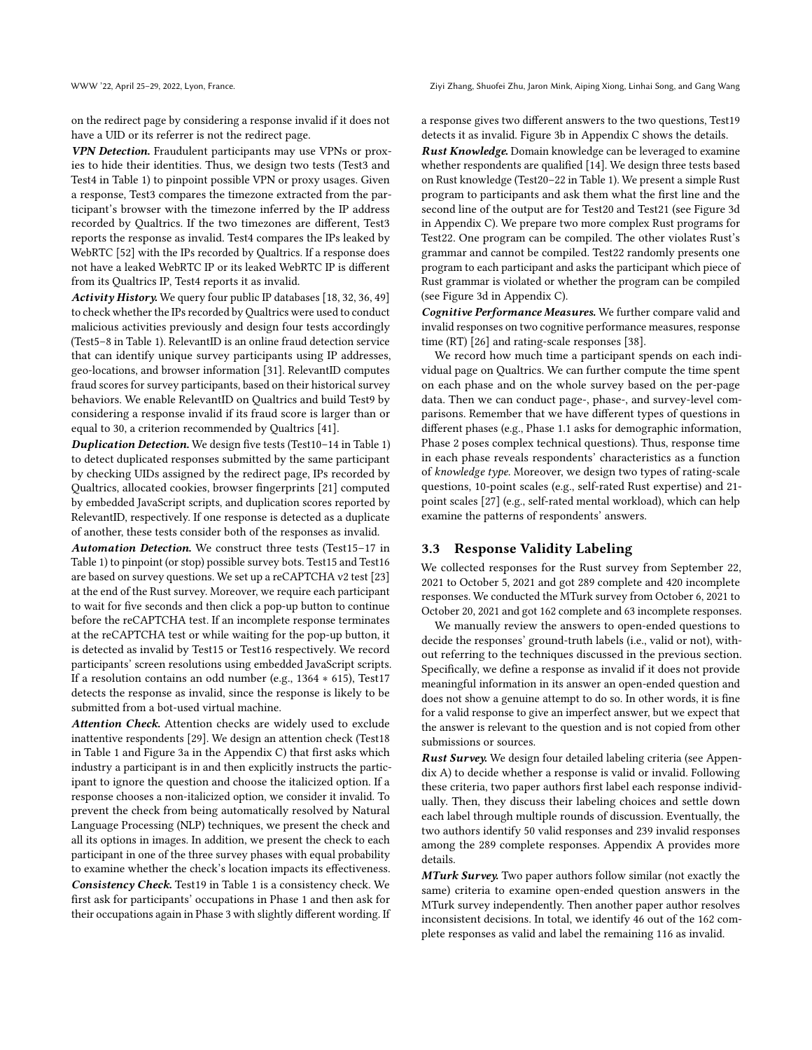on the redirect page by considering a response invalid if it does not have a UID or its referrer is not the redirect page.

***VPN Detection.*** Fraudulent participants may use VPNs or proxies to hide their identities. Thus, we design two tests (Test3 and Test4 in Table 1) to pinpoint possible VPN or proxy usages. Given a response, Test3 compares the timezone extracted from the participant's browser with the timezone inferred by the IP address recorded by Qualtrics. If the two timezones are different, Test3 reports the response as invalid. Test4 compares the IPs leaked by WebRTC [52] with the IPs recorded by Qualtrics. If a response does not have a leaked WebRTC IP or its leaked WebRTC IP is different from its Qualtrics IP, Test4 reports it as invalid.

***Activity History.*** We query four public IP databases [18, 32, 36, 49] to check whether the IPs recorded by Qualtrics were used to conduct malicious activities previously and design four tests accordingly (Test5–8 in Table 1). RelevantID is an online fraud detection service that can identify unique survey participants using IP addresses, geo-locations, and browser information [31]. RelevantID computes fraud scores for survey participants, based on their historical survey behaviors. We enable RelevantID on Qualtrics and build Test9 by considering a response invalid if its fraud score is larger than or equal to 30, a criterion recommended by Qualtrics [41].

***Duplication Detection.*** We design five tests (Test10–14 in Table 1) to detect duplicated responses submitted by the same participant by checking UIDs assigned by the redirect page, IPs recorded by Qualtrics, allocated cookies, browser fingerprints [21] computed by embedded JavaScript scripts, and duplication scores reported by RelevantID, respectively. If one response is detected as a duplicate of another, these tests consider both of the responses as invalid.

***Automation Detection.*** We construct three tests (Test15–17 in Table 1) to pinpoint (or stop) possible survey bots. Test15 and Test16 are based on survey questions. We set up a reCAPTCHA v2 test [23] at the end of the Rust survey. Moreover, we require each participant to wait for five seconds and then click a pop-up button to continue before the reCAPTCHA test. If an incomplete response terminates at the reCAPTCHA test or while waiting for the pop-up button, it is detected as invalid by Test15 or Test16 respectively. We record participants' screen resolutions using embedded JavaScript scripts. If a resolution contains an odd number (e.g., $1364 * 615$), Test17 detects the response as invalid, since the response is likely to be submitted from a bot-used virtual machine.

***Attention Check.*** Attention checks are widely used to exclude inattentive respondents [29]. We design an attention check (Test18 in Table 1 and Figure 3a in the Appendix C) that first asks which industry a participant is in and then explicitly instructs the participant to ignore the question and choose the italicized option. If a response chooses a non-italicized option, we consider it invalid. To prevent the check from being automatically resolved by Natural Language Processing (NLP) techniques, we present the check and all its options in images. In addition, we present the check to each participant in one of the three survey phases with equal probability to examine whether the check's location impacts its effectiveness.

***Consistency Check.*** Test19 in Table 1 is a consistency check. We first ask for participants' occupations in Phase 1 and then ask for their occupations again in Phase 3 with slightly different wording. If a response gives two different answers to the two questions, Test19 detects it as invalid. Figure 3b in Appendix C shows the details.

***Rust Knowledge.*** Domain knowledge can be leveraged to examine whether respondents are qualified [14]. We design three tests based on Rust knowledge (Test20–22 in Table 1). We present a simple Rust program to participants and ask them what the first line and the second line of the output are for Test20 and Test21 (see Figure 3d in Appendix C). We prepare two more complex Rust programs for Test22. One program can be compiled. The other violates Rust's grammar and cannot be compiled. Test22 randomly presents one program to each participant and asks the participant which piece of Rust grammar is violated or whether the program can be compiled (see Figure 3d in Appendix C).

***Cognitive Performance Measures.*** We further compare valid and invalid responses on two cognitive performance measures, response time (RT) [26] and rating-scale responses [38].

We record how much time a participant spends on each individual page on Qualtrics. We can further compute the time spent on each phase and on the whole survey based on the per-page data. Then we can conduct page-, phase-, and survey-level comparisons. Remember that we have different types of questions in different phases (e.g., Phase 1.1 asks for demographic information, Phase 2 poses complex technical questions). Thus, response time in each phase reveals respondents' characteristics as a function of *knowledge type*. Moreover, we design two types of rating-scale questions, 10-point scales (e.g., self-rated Rust expertise) and 21-point scales [27] (e.g., self-rated mental workload), which can help examine the patterns of respondents' answers.

### 3.3 Response Validity Labeling

We collected responses for the Rust survey from September 22, 2021 to October 5, 2021 and got 289 complete and 420 incomplete responses. We conducted the MTurk survey from October 6, 2021 to October 20, 2021 and got 162 complete and 63 incomplete responses.

We manually review the answers to open-ended questions to decide the responses' ground-truth labels (i.e., valid or not), without referring to the techniques discussed in the previous section. Specifically, we define a response as invalid if it does not provide meaningful information in its answer an open-ended question and does not show a genuine attempt to do so. In other words, it is fine for a valid response to give an imperfect answer, but we expect that the answer is relevant to the question and is not copied from other submissions or sources.

***Rust Survey.*** We design four detailed labeling criteria (see Appendix A) to decide whether a response is valid or invalid. Following these criteria, two paper authors first label each response individually. Then, they discuss their labeling choices and settle down each label through multiple rounds of discussion. Eventually, the two authors identify 50 valid responses and 239 invalid responses among the 289 complete responses. Appendix A provides more details.

***MTurk Survey.*** Two paper authors follow similar (not exactly the same) criteria to examine open-ended question answers in the MTurk survey independently. Then another paper author resolves inconsistent decisions. In total, we identify 46 out of the 162 complete responses as valid and label the remaining 116 as invalid.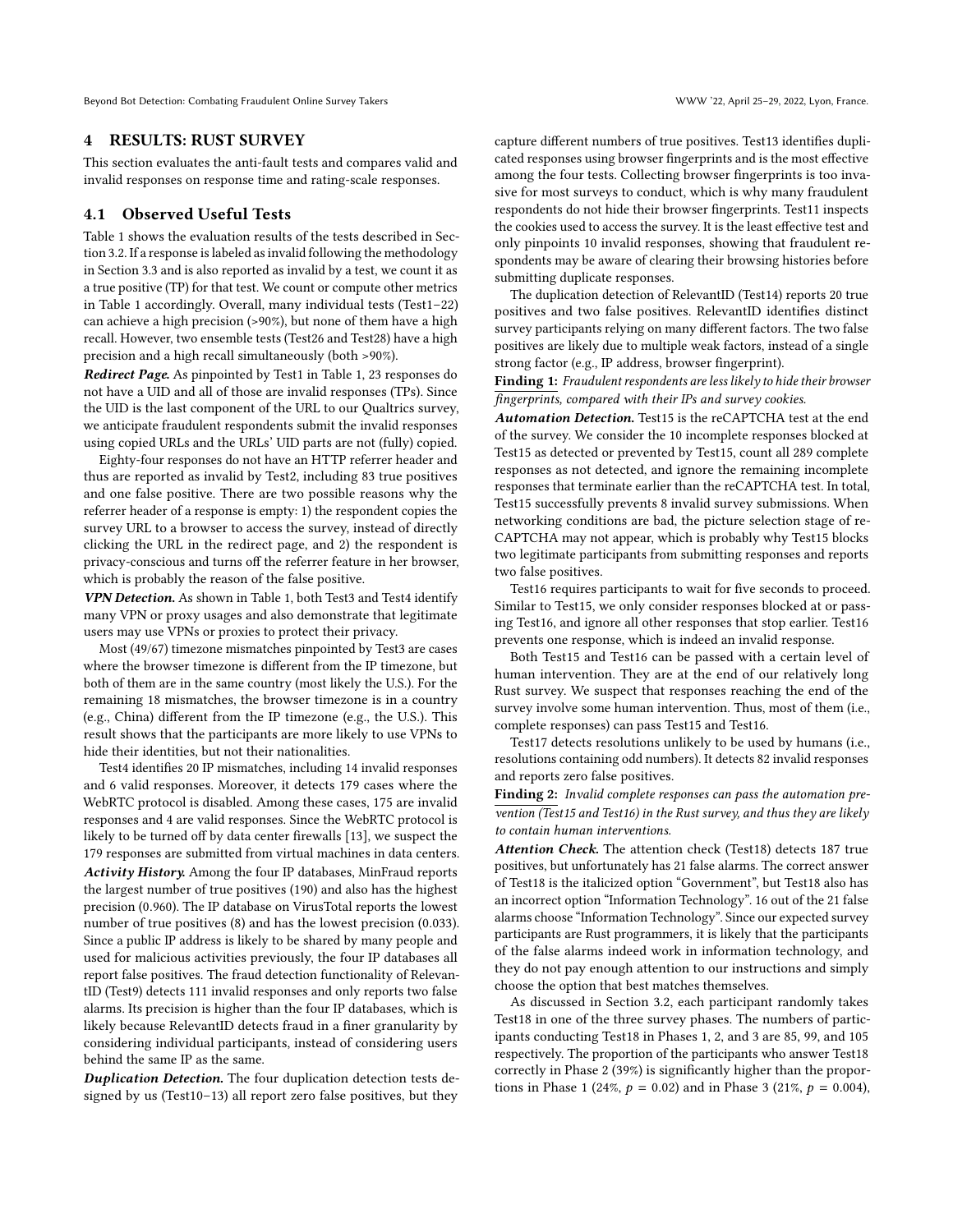## 4 RESULTS: RUST SURVEY

This section evaluates the anti-fault tests and compares valid and invalid responses on response time and rating-scale responses.

### 4.1 Observed Useful Tests

Table 1 shows the evaluation results of the tests described in Section 3.2. If a response is labeled as invalid following the methodology in Section 3.3 and is also reported as invalid by a test, we count it as a true positive (TP) for that test. We count or compute other metrics in Table 1 accordingly. Overall, many individual tests (Test1–22) can achieve a high precision (>90%), but none of them have a high recall. However, two ensemble tests (Test26 and Test28) have a high precision and a high recall simultaneously (both >90%).

***Redirect Page.*** As pinpointed by Test1 in Table 1, 23 responses do not have a UID and all of those are invalid responses (TPs). Since the UID is the last component of the URL to our Qualtrics survey, we anticipate fraudulent respondents submit the invalid responses using copied URLs and the URLs' UID parts are not (fully) copied.

Eighty-four responses do not have an HTTP referrer header and thus are reported as invalid by Test2, including 83 true positives and one false positive. There are two possible reasons why the referrer header of a response is empty: 1) the respondent copies the survey URL to a browser to access the survey, instead of directly clicking the URL in the redirect page, and 2) the respondent is privacy-conscious and turns off the referrer feature in her browser, which is probably the reason of the false positive.

***VPN Detection.*** As shown in Table 1, both Test3 and Test4 identify many VPN or proxy usages and also demonstrate that legitimate users may use VPNs or proxies to protect their privacy.

Most (49/67) timezone mismatches pinpointed by Test3 are cases where the browser timezone is different from the IP timezone, but both of them are in the same country (most likely the U.S.). For the remaining 18 mismatches, the browser timezone is in a country (e.g., China) different from the IP timezone (e.g., the U.S.). This result shows that the participants are more likely to use VPNs to hide their identities, but not their nationalities.

Test4 identifies 20 IP mismatches, including 14 invalid responses and 6 valid responses. Moreover, it detects 179 cases where the WebRTC protocol is disabled. Among these cases, 175 are invalid responses and 4 are valid responses. Since the WebRTC protocol is likely to be turned off by data center firewalls [13], we suspect the 179 responses are submitted from virtual machines in data centers.

***Activity History.*** Among the four IP databases, MinFraud reports the largest number of true positives (190) and also has the highest precision (0.960). The IP database on VirusTotal reports the lowest number of true positives (8) and has the lowest precision (0.033). Since a public IP address is likely to be shared by many people and used for malicious activities previously, the four IP databases all report false positives. The fraud detection functionality of RelevantID (Test9) detects 111 invalid responses and only reports two false alarms. Its precision is higher than the four IP databases, which is likely because RelevantID detects fraud in a finer granularity by considering individual participants, instead of considering users behind the same IP as the same.

***Duplication Detection.*** The four duplication detection tests designed by us (Test10–13) all report zero false positives, but they capture different numbers of true positives. Test13 identifies duplicated responses using browser fingerprints and is the most effective among the four tests. Collecting browser fingerprints is too invasive for most surveys to conduct, which is why many fraudulent respondents do not hide their browser fingerprints. Test11 inspects the cookies used to access the survey. It is the least effective test and only pinpoints 10 invalid responses, showing that fraudulent respondents may be aware of clearing their browsing histories before submitting duplicate responses.

The duplication detection of RelevantID (Test14) reports 20 true positives and two false positives. RelevantID identifies distinct survey participants relying on many different factors. The two false positives are likely due to multiple weak factors, instead of a single strong factor (e.g., IP address, browser fingerprint).

**Finding 1:** *Fraudulent respondents are less likely to hide their browser fingerprints, compared with their IPs and survey cookies.*

***Automation Detection.*** Test15 is the reCAPTCHA test at the end of the survey. We consider the 10 incomplete responses blocked at Test15 as detected or prevented by Test15, count all 289 complete responses as not detected, and ignore the remaining incomplete responses that terminate earlier than the reCAPTCHA test. In total, Test15 successfully prevents 8 invalid survey submissions. When networking conditions are bad, the picture selection stage of reCAPTCHA may not appear, which is probably why Test15 blocks two legitimate participants from submitting responses and reports two false positives.

Test16 requires participants to wait for five seconds to proceed. Similar to Test15, we only consider responses blocked at or passing Test16, and ignore all other responses that stop earlier. Test16 prevents one response, which is indeed an invalid response.

Both Test15 and Test16 can be passed with a certain level of human intervention. They are at the end of our relatively long Rust survey. We suspect that responses reaching the end of the survey involve some human intervention. Thus, most of them (i.e., complete responses) can pass Test15 and Test16.

Test17 detects resolutions unlikely to be used by humans (i.e., resolutions containing odd numbers). It detects 82 invalid responses and reports zero false positives.

**Finding 2:** *Invalid complete responses can pass the automation prevention (Test15 and Test16) in the Rust survey, and thus they are likely to contain human interventions.*

***Attention Check.*** The attention check (Test18) detects 187 true positives, but unfortunately has 21 false alarms. The correct answer of Test18 is the italicized option "Government", but Test18 also has an incorrect option "Information Technology". 16 out of the 21 false alarms choose "Information Technology". Since our expected survey participants are Rust programmers, it is likely that the participants of the false alarms indeed work in information technology, and they do not pay enough attention to our instructions and simply choose the option that best matches themselves.

As discussed in Section 3.2, each participant randomly takes Test18 in one of the three survey phases. The numbers of participants conducting Test18 in Phases 1, 2, and 3 are 85, 99, and 105 respectively. The proportion of the participants who answer Test18 correctly in Phase 2 (39%) is significantly higher than the proportions in Phase 1 (24%, $p = 0.02$) and in Phase 3 (21%, $p = 0.004$),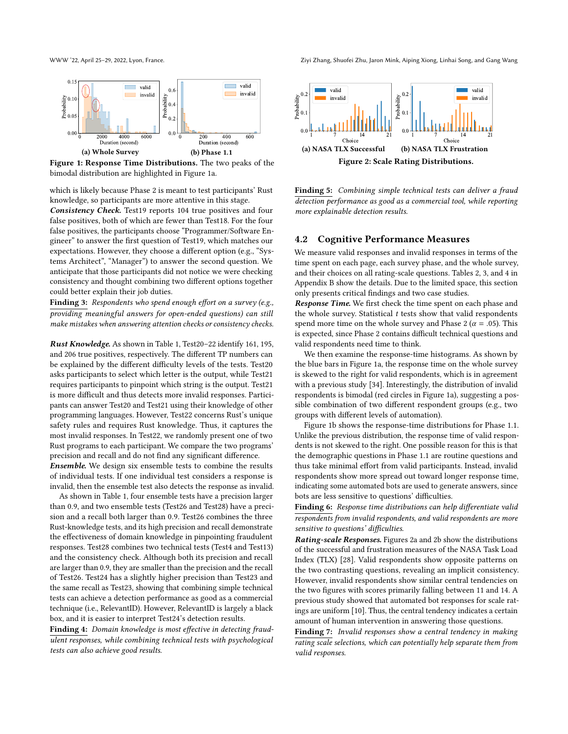Figure 1: Response Time Distributions. The two peaks of the bimodal distribution are highlighted in Figure 1a.

(a) Whole Survey (b) Phase 1.1

which is likely because Phase 2 is meant to test participants' Rust knowledge, so participants are more attentive in this stage.

***Consistency Check.*** Test19 reports 104 true positives and four false positives, both of which are fewer than Test18. For the four false positives, the participants choose "Programmer/Software Engineer" to answer the first question of Test19, which matches our expectations. However, they choose a different option (e.g., "Systems Architect", "Manager") to answer the second question. We anticipate that those participants did not notice we were checking consistency and thought combining two different options together could better explain their job duties.

**Finding 3:** *Respondents who spend enough effort on a survey (e.g., providing meaningful answers for open-ended questions) can still make mistakes when answering attention checks or consistency checks.*

***Rust Knowledge.*** As shown in Table 1, Test20–22 identify 161, 195, and 206 true positives, respectively. The different TP numbers can be explained by the different difficulty levels of the tests. Test20 asks participants to select which letter is the output, while Test21 requires participants to pinpoint which string is the output. Test21 is more difficult and thus detects more invalid responses. Participants can answer Test20 and Test21 using their knowledge of other programming languages. However, Test22 concerns Rust's unique safety rules and requires Rust knowledge. Thus, it captures the most invalid responses. In Test22, we randomly present one of two Rust programs to each participant. We compare the two programs' precision and recall and do not find any significant difference.

***Ensemble.*** We design six ensemble tests to combine the results of individual tests. If one individual test considers a response is invalid, then the ensemble test also detects the response as invalid.

As shown in Table 1, four ensemble tests have a precision larger than 0.9, and two ensemble tests (Test26 and Test28) have a precision and a recall both larger than 0.9. Test26 combines the three Rust-knowledge tests, and its high precision and recall demonstrate the effectiveness of domain knowledge in pinpointing fraudulent responses. Test28 combines two technical tests (Test4 and Test13) and the consistency check. Although both its precision and recall are larger than 0.9, they are smaller than the precision and the recall of Test26. Test24 has a slightly higher precision than Test23 and the same recall as Test23, showing that combining simple technical tests can achieve a detection performance as good as a commercial technique (i.e., RelevantID). However, RelevantID is largely a black box, and it is easier to interpret Test24's detection results.

**Finding 4:** *Domain knowledge is most effective in detecting fraudulent responses, while combining technical tests with psychological tests can also achieve good results.*

(a) NASA TLX Successful (b) NASA TLX Frustration

Figure 2: Scale Rating Distributions.

**Finding 5:** *Combining simple technical tests can deliver a fraud detection performance as good as a commercial tool, while reporting more explainable detection results.*

## 4.2 Cognitive Performance Measures

We measure valid responses and invalid responses in terms of the time spent on each page, each survey phase, and the whole survey, and their choices on all rating-scale questions. Tables 2, 3, and 4 in Appendix B show the details. Due to the limited space, this section only presents critical findings and two case studies.

***Response Time.*** We first check the time spent on each phase and the whole survey. Statistical $t$ tests show that valid respondents spend more time on the whole survey and Phase 2 ($\alpha = .05$). This is expected, since Phase 2 contains difficult technical questions and valid respondents need time to think.

We then examine the response-time histograms. As shown by the blue bars in Figure 1a, the response time on the whole survey is skewed to the right for valid respondents, which is in agreement with a previous study [34]. Interestingly, the distribution of invalid respondents is bimodal (red circles in Figure 1a), suggesting a possible combination of two different respondent groups (e.g., two groups with different levels of automation).

Figure 1b shows the response-time distributions for Phase 1.1. Unlike the previous distribution, the response time of valid respondents is not skewed to the right. One possible reason for this is that the demographic questions in Phase 1.1 are routine questions and thus take minimal effort from valid participants. Instead, invalid respondents show more spread out toward longer response time, indicating some automated bots are used to generate answers, since bots are less sensitive to questions' difficulties.

**Finding 6:** *Response time distributions can help differentiate valid respondents from invalid respondents, and valid respondents are more sensitive to questions' difficulties.*

***Rating-scale Responses.*** Figures 2a and 2b show the distributions of the successful and frustration measures of the NASA Task Load Index (TLX) [28]. Valid respondents show opposite patterns on the two contrasting questions, revealing an implicit consistency. However, invalid respondents show similar central tendencies on the two figures with scores primarily falling between 11 and 14. A previous study showed that automated bot responses for scale ratings are uniform [10]. Thus, the central tendency indicates a certain amount of human intervention in answering those questions.

**Finding 7:** *Invalid responses show a central tendency in making rating scale selections, which can potentially help separate them from valid responses.*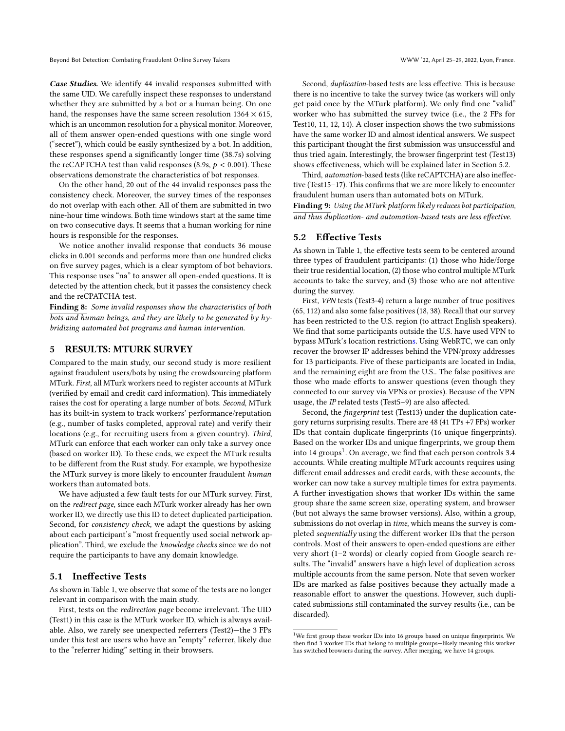***Case Studies.*** We identify 44 invalid responses submitted with the same UID. We carefully inspect these responses to understand whether they are submitted by a bot or a human being. On one hand, the responses have the same screen resolution $1364 \times 615$, which is an uncommon resolution for a physical monitor. Moreover, all of them answer open-ended questions with one single word ("secret"), which could be easily synthesized by a bot. In addition, these responses spend a significantly longer time (38.7s) solving the reCAPTCHA test than valid responses (8.9s, $p < 0.001$). These observations demonstrate the characteristics of bot responses.

On the other hand, 20 out of the 44 invalid responses pass the consistency check. Moreover, the survey times of the responses do not overlap with each other. All of them are submitted in two nine-hour time windows. Both time windows start at the same time on two consecutive days. It seems that a human working for nine hours is responsible for the responses.

We notice another invalid response that conducts 36 mouse clicks in 0.001 seconds and performs more than one hundred clicks on five survey pages, which is a clear symptom of bot behaviors. This response uses "na" to answer all open-ended questions. It is detected by the attention check, but it passes the consistency check and the reCPATCHA test.

**Finding 8:** *Some invalid responses show the characteristics of both bots and human beings, and they are likely to be generated by hybridizing automated bot programs and human intervention.*

## 5 RESULTS: MTURK SURVEY

Compared to the main study, our second study is more resilient against fraudulent users/bots by using the crowdsourcing platform MTurk. *First*, all MTurk workers need to register accounts at MTurk (verified by email and credit card information). This immediately raises the cost for operating a large number of bots. *Second*, MTurk has its built-in system to track workers' performance/reputation (e.g., number of tasks completed, approval rate) and verify their locations (e.g., for recruiting users from a given country). *Third*, MTurk can enforce that each worker can only take a survey once (based on worker ID). To these ends, we expect the MTurk results to be different from the Rust study. For example, we hypothesize the MTurk survey is more likely to encounter fraudulent *human* workers than automated bots.

We have adjusted a few fault tests for our MTurk survey. First, on the *redirect page*, since each MTurk worker already has her own worker ID, we directly use this ID to detect duplicated participation. Second, for *consistency check*, we adapt the questions by asking about each participant's "most frequently used social network application". Third, we exclude the *knowledge checks* since we do not require the participants to have any domain knowledge.

### 5.1 Ineffective Tests

As shown in Table 1, we observe that some of the tests are no longer relevant in comparison with the main study.

First, tests on the *redirection page* become irrelevant. The UID (Test1) in this case is the MTurk worker ID, which is always available. Also, we rarely see unexpected referrers (Test2)—the 3 FPs under this test are users who have an "empty" referrer, likely due to the "referrer hiding" setting in their browsers.

Second, *duplication*-based tests are less effective. This is because there is no incentive to take the survey twice (as workers will only get paid once by the MTurk platform). We only find one "valid" worker who has submitted the survey twice (i.e., the 2 FPs for Test10, 11, 12, 14). A closer inspection shows the two submissions have the same worker ID and almost identical answers. We suspect this participant thought the first submission was unsuccessful and thus tried again. Interestingly, the browser fingerprint test (Test13) shows effectiveness, which will be explained later in Section 5.2.

Third, *automation*-based tests (like reCAPTCHA) are also ineffective (Test15–17). This confirms that we are more likely to encounter fraudulent human users than automated bots on MTurk.

**Finding 9:** *Using the MTurk platform likely reduces bot participation, and thus duplication- and automation-based tests are less effective.*

### 5.2 Effective Tests

As shown in Table 1, the effective tests seem to be centered around three types of fraudulent participants: (1) those who hide/forge their true residential location, (2) those who control multiple MTurk accounts to take the survey, and (3) those who are not attentive during the survey.

First, *VPN* tests (Test3-4) return a large number of true positives (65, 112) and also some false positives (18, 38). Recall that our survey has been restricted to the U.S. region (to attract English speakers). We find that some participants outside the U.S. have used VPN to bypass MTurk's location restrictions. Using WebRTC, we can only recover the browser IP addresses behind the VPN/proxy addresses for 13 participants. Five of these participants are located in India, and the remaining eight are from the U.S.. The false positives are those who made efforts to answer questions (even though they connected to our survey via VPNs or proxies). Because of the VPN usage, the *IP* related tests (Test5–9) are also affected.

Second, the *fingerprint* test (Test13) under the duplication category returns surprising results. There are 48 (41 TPs +7 FPs) worker IDs that contain duplicate fingerprints (16 unique fingerprints). Based on the worker IDs and unique fingerprints, we group them into 14 groups[1]. On average, we find that each person controls 3.4 accounts. While creating multiple MTurk accounts requires using different email addresses and credit cards, with these accounts, the worker can now take a survey multiple times for extra payments. A further investigation shows that worker IDs within the same group share the same screen size, operating system, and browser (but not always the same browser versions). Also, within a group, submissions do not overlap in *time*, which means the survey is completed *sequentially* using the different worker IDs that the person controls. Most of their answers to open-ended questions are either very short (1–2 words) or clearly copied from Google search results. The "invalid" answers have a high level of duplication across multiple accounts from the same person. Note that seven worker IDs are marked as false positives because they actually made a reasonable effort to answer the questions. However, such duplicated submissions still contaminated the survey results (i.e., can be discarded).

[1] We first group these worker IDs into 16 groups based on unique fingerprints. We then find 3 worker IDs that belong to multiple groups—likely meaning this worker has switched browsers during the survey. After merging, we have 14 groups.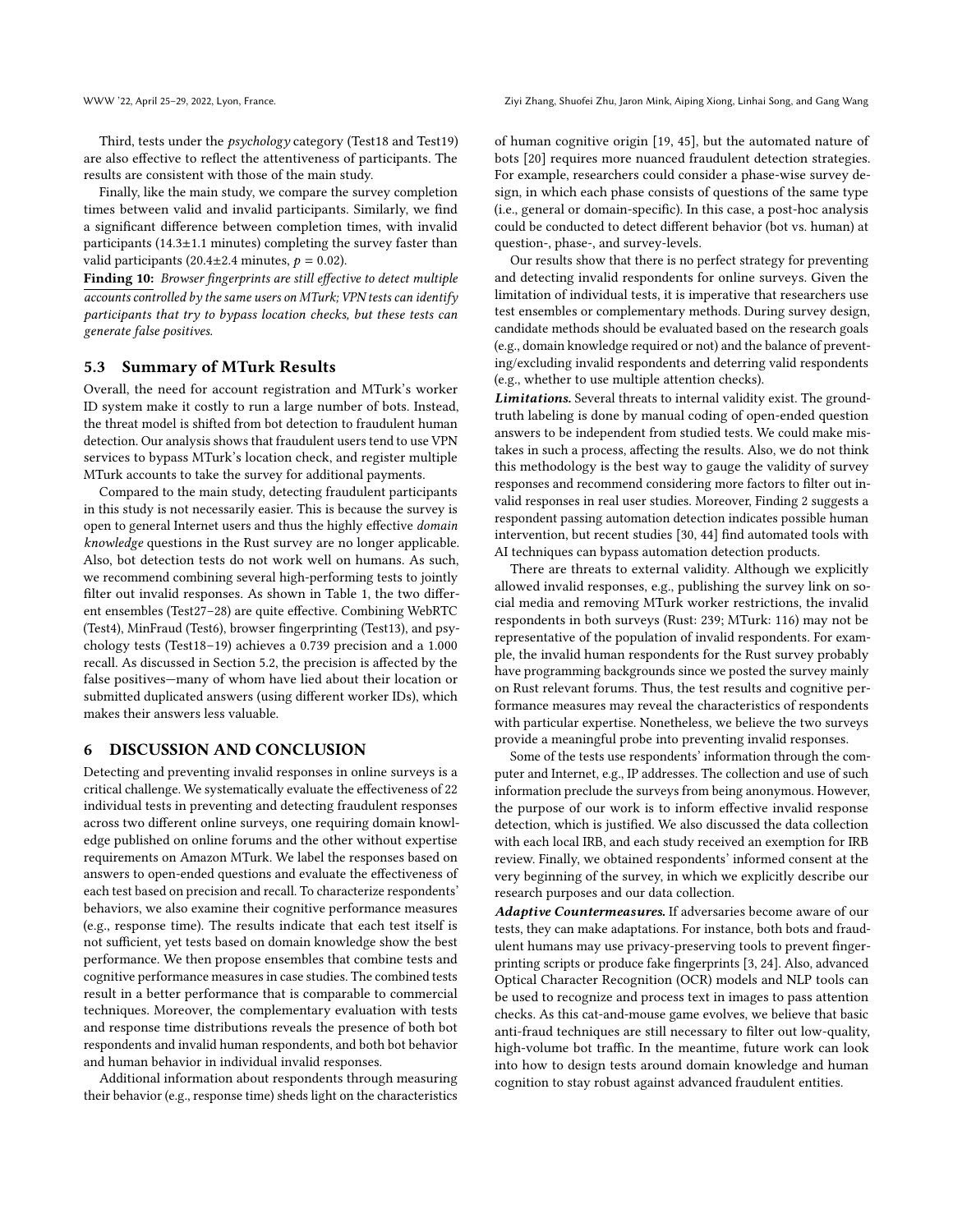Third, tests under the *psychology* category (Test18 and Test19) are also effective to reflect the attentiveness of participants. The results are consistent with those of the main study.

Finally, like the main study, we compare the survey completion times between valid and invalid participants. Similarly, we find a significant difference between completion times, with invalid participants (14.3±1.1 minutes) completing the survey faster than valid participants (20.4±2.4 minutes, $p = 0.02$).

**Finding 10:** *Browser fingerprints are still effective to detect multiple accounts controlled by the same users on MTurk; VPN tests can identify participants that try to bypass location checks, but these tests can generate false positives.*

### 5.3 Summary of MTurk Results

Overall, the need for account registration and MTurk's worker ID system make it costly to run a large number of bots. Instead, the threat model is shifted from bot detection to fraudulent human detection. Our analysis shows that fraudulent users tend to use VPN services to bypass MTurk's location check, and register multiple MTurk accounts to take the survey for additional payments.

Compared to the main study, detecting fraudulent participants in this study is not necessarily easier. This is because the survey is open to general Internet users and thus the highly effective *domain knowledge* questions in the Rust survey are no longer applicable. Also, bot detection tests do not work well on humans. As such, we recommend combining several high-performing tests to jointly filter out invalid responses. As shown in Table 1, the two different ensembles (Test27–28) are quite effective. Combining WebRTC (Test4), MinFraud (Test6), browser fingerprinting (Test13), and psychology tests (Test18–19) achieves a 0.739 precision and a 1.000 recall. As discussed in Section 5.2, the precision is affected by the false positives—many of whom have lied about their location or submitted duplicated answers (using different worker IDs), which makes their answers less valuable.

## 6 DISCUSSION AND CONCLUSION

Detecting and preventing invalid responses in online surveys is a critical challenge. We systematically evaluate the effectiveness of 22 individual tests in preventing and detecting fraudulent responses across two different online surveys, one requiring domain knowledge published on online forums and the other without expertise requirements on Amazon MTurk. We label the responses based on answers to open-ended questions and evaluate the effectiveness of each test based on precision and recall. To characterize respondents' behaviors, we also examine their cognitive performance measures (e.g., response time). The results indicate that each test itself is not sufficient, yet tests based on domain knowledge show the best performance. We then propose ensembles that combine tests and cognitive performance measures in case studies. The combined tests result in a better performance that is comparable to commercial techniques. Moreover, the complementary evaluation with tests and response time distributions reveals the presence of both bot respondents and invalid human respondents, and both bot behavior and human behavior in individual invalid responses.

Additional information about respondents through measuring their behavior (e.g., response time) sheds light on the characteristics of human cognitive origin [19, 45], but the automated nature of bots [20] requires more nuanced fraudulent detection strategies. For example, researchers could consider a phase-wise survey design, in which each phase consists of questions of the same type (i.e., general or domain-specific). In this case, a post-hoc analysis could be conducted to detect different behavior (bot vs. human) at question-, phase-, and survey-levels.

Our results show that there is no perfect strategy for preventing and detecting invalid respondents for online surveys. Given the limitation of individual tests, it is imperative that researchers use test ensembles or complementary methods. During survey design, candidate methods should be evaluated based on the research goals (e.g., domain knowledge required or not) and the balance of preventing/excluding invalid respondents and deterring valid respondents (e.g., whether to use multiple attention checks).

***Limitations.*** Several threats to internal validity exist. The ground-truth labeling is done by manual coding of open-ended question answers to be independent from studied tests. We could make mistakes in such a process, affecting the results. Also, we do not think this methodology is the best way to gauge the validity of survey responses and recommend considering more factors to filter out invalid responses in real user studies. Moreover, Finding 2 suggests a respondent passing automation detection indicates possible human intervention, but recent studies [30, 44] find automated tools with AI techniques can bypass automation detection products.

There are threats to external validity. Although we explicitly allowed invalid responses, e.g., publishing the survey link on social media and removing MTurk worker restrictions, the invalid respondents in both surveys (Rust: 239; MTurk: 116) may not be representative of the population of invalid respondents. For example, the invalid human respondents for the Rust survey probably have programming backgrounds since we posted the survey mainly on Rust relevant forums. Thus, the test results and cognitive performance measures may reveal the characteristics of respondents with particular expertise. Nonetheless, we believe the two surveys provide a meaningful probe into preventing invalid responses.

Some of the tests use respondents' information through the computer and Internet, e.g., IP addresses. The collection and use of such information preclude the surveys from being anonymous. However, the purpose of our work is to inform effective invalid response detection, which is justified. We also discussed the data collection with each local IRB, and each study received an exemption for IRB review. Finally, we obtained respondents' informed consent at the very beginning of the survey, in which we explicitly describe our research purposes and our data collection.

***Adaptive Countermeasures.*** If adversaries become aware of our tests, they can make adaptations. For instance, both bots and fraudulent humans may use privacy-preserving tools to prevent fingerprinting scripts or produce fake fingerprints [3, 24]. Also, advanced Optical Character Recognition (OCR) models and NLP tools can be used to recognize and process text in images to pass attention checks. As this cat-and-mouse game evolves, we believe that basic anti-fraud techniques are still necessary to filter out low-quality, high-volume bot traffic. In the meantime, future work can look into how to design tests around domain knowledge and human cognition to stay robust against advanced fraudulent entities.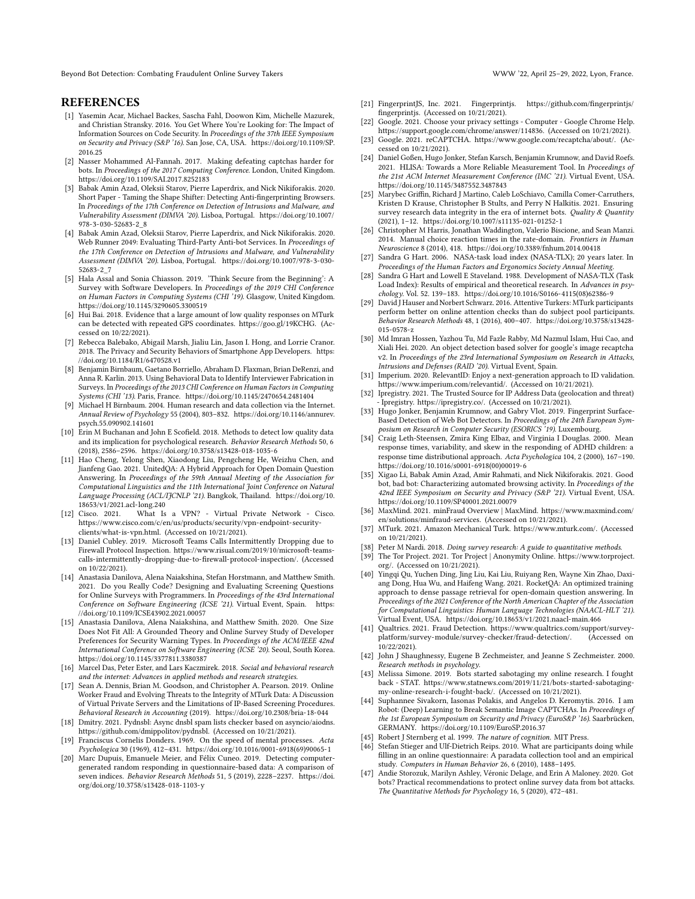## REFERENCES

[1] Yasemin Acar, Michael Backes, Sascha Fahl, Doowon Kim, Michelle Mazurek, and Christian Stransky. 2016. You Get Where You're Looking for: The Impact of Information Sources on Code Security. In *Proceedings of the 37th IEEE Symposium on Security and Privacy (S&P '16)*. San Jose, CA, USA. https://doi.org/10.1109/SP.2016.25

[2] Nasser Mohammed Al-Fannah. 2017. Making defeating captchas harder for bots. In *Proceedings of the 2017 Computing Conference*. London, United Kingdom. https://doi.org/10.1109/SAI.2017.8252183

[3] Babak Amin Azad, Oleksii Starov, Pierre Laperdrix, and Nick Nikiforakis. 2020. Short Paper - Taming the Shape Shifter: Detecting Anti-fingerprinting Browsers. In *Proceedings of the 17th Conference on Detection of Intrusions and Malware, and Vulnerability Assessment (DIMVA '20)*. Lisboa, Portugal. https://doi.org/10.1007/978-3-030-52683-2_8

[4] Babak Amin Azad, Oleksii Starov, Pierre Laperdrix, and Nick Nikiforakis. 2020. Web Runner 2049: Evaluating Third-Party Anti-bot Services. In *Proceedings of the 17th Conference on Detection of Intrusions and Malware, and Vulnerability Assessment (DIMVA '20)*. Lisboa, Portugal. https://doi.org/10.1007/978-3-030-52683-2_7

[5] Hala Assal and Sonia Chiasson. 2019. 'Think Secure from the Beginning': A Survey with Software Developers. In *Proceedings of the 2019 CHI Conference on Human Factors in Computing Systems (CHI '19)*. Glasgow, United Kingdom. https://doi.org/10.1145/3290605.3300519

[6] Hui Bai. 2018. Evidence that a large amount of low quality responses on MTurk can be detected with repeated GPS coordinates. https://goo.gl/19KCHG. (Accessed on 10/22/2021).

[7] Rebecca Balebako, Abigail Marsh, Jialiu Lin, Jason I. Hong, and Lorrie Cranor. 2018. The Privacy and Security Behaviors of Smartphone App Developers. https://doi.org/10.1184/R1/6470528.v1

[8] Benjamin Birnbaum, Gaetano Borriello, Abraham D. Flaxman, Brian DeRenzi, and Anna R. Karlin. 2013. Using Behavioral Data to Identify Interviewer Fabrication in Surveys. In *Proceedings of the 2013 CHI Conference on Human Factors in Computing Systems (CHI '13)*. Paris, France. https://doi.org/10.1145/2470654.2481404

[9] Michael H Birnbaum. 2004. Human research and data collection via the Internet. *Annual Review of Psychology* 55 (2004), 803–832. https://doi.org/10.1146/annurev.psych.55.090902.141601

[10] Erin M Buchanan and John E Scofield. 2018. Methods to detect low quality data and its implication for psychological research. *Behavior Research Methods* 50, 6 (2018), 2586–2596. https://doi.org/10.3758/s13428-018-1035-6

[11] Hao Cheng, Yelong Shen, Xiaodong Liu, Pengcheng He, Weizhu Chen, and Jianfeng Gao. 2021. UnitedQA: A Hybrid Approach for Open Domain Question Answering. In *Proceedings of the 59th Annual Meeting of the Association for Computational Linguistics and the 11th International Joint Conference on Natural Language Processing (ACL/IJCNLP '21)*. Bangkok, Thailand. https://doi.org/10.18653/v1/2021.acl-long.240

[12] Cisco. 2021. What Is a VPN? - Virtual Private Network - Cisco. https://www.cisco.com/c/en/us/products/security/vpn-endpoint-security-clients/what-is-vpn.html. (Accessed on 10/21/2021).

[13] Daniel Cubley. 2019. Microsoft Teams Calls Intermittently Dropping due to Firewall Protocol Inspection. https://www.risual.com/2019/10/microsoft-teams-calls-intermittently-dropping-due-to-firewall-protocol-inspection/. (Accessed on 10/22/2021).

[14] Anastasia Danilova, Alena Naiakshina, Stefan Horstmann, and Matthew Smith. 2021. Do you Really Code? Designing and Evaluating Screening Questions for Online Surveys with Programmers. In *Proceedings of the 43rd International Conference on Software Engineering (ICSE '21)*. Virtual Event, Spain. https://doi.org/10.1109/ICSE43902.2021.00057

[15] Anastasia Danilova, Alena Naiakshina, and Matthew Smith. 2020. One Size Does Not Fit All: A Grounded Theory and Online Survey Study of Developer Preferences for Security Warning Types. In *Proceedings of the ACM/IEEE 42nd International Conference on Software Engineering (ICSE '20)*. Seoul, South Korea. https://doi.org/10.1145/3377811.3380387

[16] Marcel Das, Peter Ester, and Lars Kaczmirek. 2018. *Social and behavioral research and the internet: Advances in applied methods and research strategies.*

[17] Sean A. Dennis, Brian M. Goodson, and Christopher A. Pearson. 2019. Online Worker Fraud and Evolving Threats to the Integrity of MTurk Data: A Discussion of Virtual Private Servers and the Limitations of IP-Based Screening Procedures. *Behavioral Research in Accounting* (2019). https://doi.org/10.2308/bria-18-044

[18] Dmitry. 2021. Pydnsbl: Async dnsbl spam lists checker based on asyncio/aiodns. https://github.com/dmippolitov/pydnsbl. (Accessed on 10/21/2021).

[19] Franciscus Cornelis Donders. 1969. On the speed of mental processes. *Acta Psychologica* 30 (1969), 412–431. https://doi.org/10.1016/0001-6918(69)90065-1

[20] Marc Dupuis, Emanuele Meier, and Félix Cuneo. 2019. Detecting computer-generated random responding in questionnaire-based data: A comparison of seven indices. *Behavior Research Methods* 51, 5 (2019), 2228–2237. https://doi.org/doi.org/10.3758/s13428-018-1103-y

[21] FingerprintJS, Inc. 2021. Fingerprintjs. https://github.com/fingerprintjs/fingerprintjs. (Accessed on 10/21/2021).

[22] Google. 2021. Choose your privacy settings - Computer - Google Chrome Help. https://support.google.com/chrome/answer/114836. (Accessed on 10/21/2021).

[23] Google. 2021. reCAPTCHA. https://www.google.com/recaptcha/about/. (Accessed on 10/21/2021).

[24] Daniel Goßen, Hugo Jonker, Stefan Karsch, Benjamin Krumnow, and David Roefs. 2021. HLISA: Towards a More Reliable Measurement Tool. In *Proceedings of the 21st ACM Internet Measurement Conference (IMC '21)*. Virtual Event, USA. https://doi.org/10.1145/3487552.3487843

[25] Marybec Griffin, Richard J Martino, Caleb LoSchiavo, Camilla Comer-Carruthers, Kristen D Krause, Christopher B Stults, and Perry N Halkitis. 2021. Ensuring survey research data integrity in the era of internet bots. *Quality & Quantity* (2021), 1–12. https://doi.org/10.1007/s11135-021-01252-1

[26] Christopher M Harris, Jonathan Waddington, Valerio Biscione, and Sean Manzi. 2014. Manual choice reaction times in the rate-domain. *Frontiers in Human Neuroscience* 8 (2014), 418. https://doi.org/10.3389/fnhum.2014.00418

[27] Sandra G Hart. 2006. NASA-task load index (NASA-TLX); 20 years later. In *Proceedings of the Human Factors and Ergonomics Society Annual Meeting*.

[28] Sandra G Hart and Lowell E Staveland. 1988. Development of NASA-TLX (Task Load Index): Results of empirical and theoretical research. In *Advances in psychology*. Vol. 52. 139–183. https://doi.org/10.1016/S0166-4115(08)62386-9

[29] David J Hauser and Norbert Schwarz. 2016. Attentive Turkers: MTurk participants perform better on online attention checks than do subject pool participants. *Behavior Research Methods* 48, 1 (2016), 400–407. https://doi.org/10.3758/s13428-015-0578-z

[30] Md Imran Hossen, Yazhou Tu, Md Fazle Rabby, Md Nazmul Islam, Hui Cao, and Xiali Hei. 2020. An object detection based solver for google's image recaptcha v2. In *Proceedings of the 23rd International Symposium on Research in Attacks, Intrusions and Defenses (RAID '20)*. Virtual Event, Spain.

[31] Imperium. 2020. RelevantID: Enjoy a next-generation approach to ID validation. https://www.imperium.com/relevantid/. (Accessed on 10/21/2021).

[32] Ipregistry. 2021. The Trusted Source for IP Address Data (geolocation and threat) - Ipregistry. https://ipregistry.co/. (Accessed on 10/21/2021).

[33] Hugo Jonker, Benjamin Krumnow, and Gabry Vlot. 2019. Fingerprint Surface-Based Detection of Web Bot Detectors. In *Proceedings of the 24th European Symposium on Research in Computer Security (ESORICS '19)*. Luxembourg.

[34] Craig Leth-Steensen, Zmira King Elbaz, and Virginia I Douglas. 2000. Mean response times, variability, and skew in the responding of ADHD children: a response time distributional approach. *Acta Psychologica* 104, 2 (2000), 167–190. https://doi.org/10.1016/s0001-6918(00)00019-6

[35] Xigao Li, Babak Amin Azad, Amir Rahmati, and Nick Nikiforakis. 2021. Good bot, bad bot: Characterizing automated browsing activity. In *Proceedings of the 42nd IEEE Symposium on Security and Privacy (S&P '21)*. Virtual Event, USA. https://doi.org/10.1109/SP40001.2021.00079

[36] MaxMind. 2021. minFraud Overview | MaxMind. https://www.maxmind.com/en/solutions/minfraud-services. (Accessed on 10/21/2021).

[37] MTurk. 2021. Amazon Mechanical Turk. https://www.mturk.com/. (Accessed on 10/21/2021).

[38] Peter M Nardi. 2018. *Doing survey research: A guide to quantitative methods.*

[39] The Tor Project. 2021. Tor Project | Anonymity Online. https://www.torproject.org/. (Accessed on 10/21/2021).

[40] Yingqi Qu, Yuchen Ding, Jing Liu, Kai Liu, Ruiyang Ren, Wayne Xin Zhao, Daxiang Dong, Hua Wu, and Haifeng Wang. 2021. RocketQA: An optimized training approach to dense passage retrieval for open-domain question answering. In *Proceedings of the 2021 Conference of the North American Chapter of the Association for Computational Linguistics: Human Language Technologies (NAACL-HLT '21)*. Virtual Event, USA. https://doi.org/10.18653/v1/2021.naacl-main.466

[41] Qualtrics. 2021. Fraud Detection. https://www.qualtrics.com/support/survey-platform/survey-module/survey-checker/fraud-detection/. (Accessed on 10/22/2021).

[42] John J Shaughnessy, Eugene B Zechmeister, and Jeanne S Zechmeister. 2000. *Research methods in psychology.*

[43] Melissa Simone. 2019. Bots started sabotaging my online research. I fought back - STAT. https://www.statnews.com/2019/11/21/bots-started-sabotaging-my-online-research-i-fought-back/. (Accessed on 10/21/2021).

[44] Suphannee Sivakorn, Iasonas Polakis, and Angelos D. Keromytis. 2016. I am Robot: (Deep) Learning to Break Semantic Image CAPTCHAs. In *Proceedings of the 1st European Symposium on Security and Privacy (EuroS&P '16)*. Saarbrücken, GERMANY. https://doi.org/10.1109/EuroSP.2016.37

[45] Robert J Sternberg et al. 1999. *The nature of cognition.* MIT Press.

[46] Stefan Stieger and Ulf-Dietrich Reips. 2010. What are participants doing while filling in an online questionnaire: A paradata collection tool and an empirical study. *Computers in Human Behavior* 26, 6 (2010), 1488–1495.

[47] Andie Storozuk, Marilyn Ashley, Véronic Delage, and Erin A Maloney. 2020. Got bots? Practical recommendations to protect online survey data from bot attacks. *The Quantitative Methods for Psychology* 16, 5 (2020), 472–481.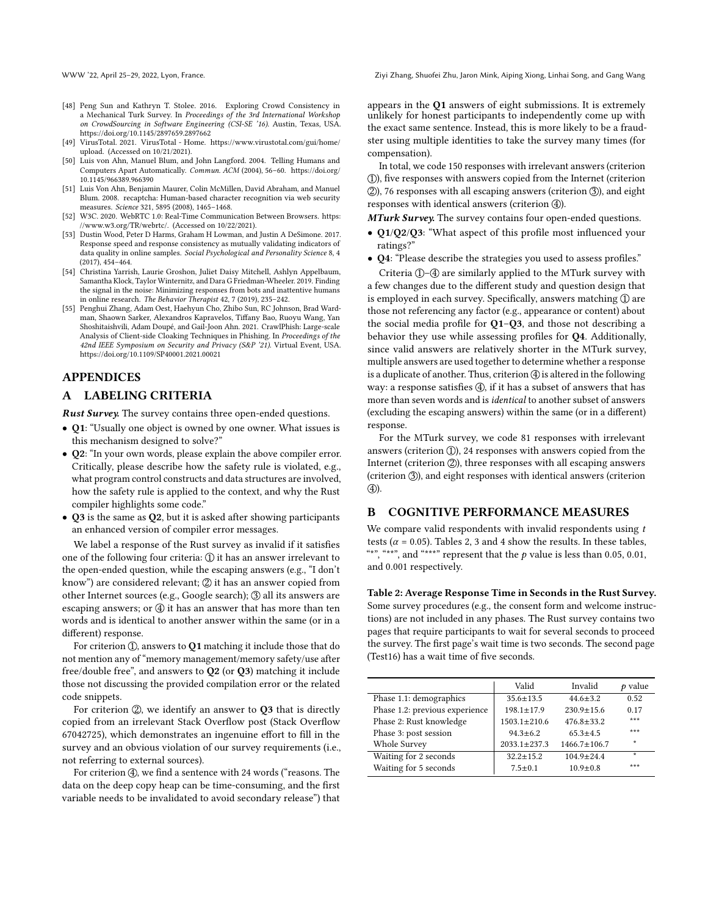- [48] Peng Sun and Kathryn T. Stolee. 2016. Exploring Crowd Consistency in a Mechanical Turk Survey. In *Proceedings of the 3rd International Workshop on CrowdSourcing in Software Engineering (CSI-SE '16)*. Austin, Texas, USA. https://doi.org/10.1145/2897659.2897662
- [49] VirusTotal. 2021. VirusTotal - Home. https://www.virustotal.com/gui/home/upload. (Accessed on 10/21/2021).
- [50] Luis von Ahn, Manuel Blum, and John Langford. 2004. Telling Humans and Computers Apart Automatically. *Commun. ACM* (2004), 56–60. https://doi.org/10.1145/966389.966390
- [51] Luis Von Ahn, Benjamin Maurer, Colin McMillen, David Abraham, and Manuel Blum. 2008. recaptcha: Human-based character recognition via web security measures. *Science* 321, 5895 (2008), 1465–1468.
- [52] W3C. 2020. WebRTC 1.0: Real-Time Communication Between Browsers. https://www.w3.org/TR/webrtc/. (Accessed on 10/22/2021).
- [53] Dustin Wood, Peter D Harms, Graham H Lowman, and Justin A DeSimone. 2017. Response speed and response consistency as mutually validating indicators of data quality in online samples. *Social Psychological and Personality Science* 8, 4 (2017), 454–464.
- [54] Christina Yarrish, Laurie Groshon, Juliet Daisy Mitchell, Ashlyn Appelbaum, Samantha Klock, Taylor Winternitz, and Dara G Friedman-Wheeler. 2019. Finding the signal in the noise: Minimizing responses from bots and inattentive humans in online research. *The Behavior Therapist* 42, 7 (2019), 235–242.
- [55] Penghui Zhang, Adam Oest, Haehyun Cho, Zhibo Sun, RC Johnson, Brad Wardman, Shaown Sarker, Alexandros Kapravelos, Tiffany Bao, Ruoyu Wang, Yan Shoshitaishvili, Adam Doupé, and Gail-Joon Ahn. 2021. CrawlPhish: Large-scale Analysis of Client-side Cloaking Techniques in Phishing. In *Proceedings of the 42nd IEEE Symposium on Security and Privacy (S&P '21)*. Virtual Event, USA. https://doi.org/10.1109/SP40001.2021.00021

# APPENDICES

## A LABELING CRITERIA

***Rust Survey.*** The survey contains three open-ended questions.

- **Q1**: "Usually one object is owned by one owner. What issues is this mechanism designed to solve?"
- **Q2**: "In your own words, please explain the above compiler error. Critically, please describe how the safety rule is violated, e.g., what program control constructs and data structures are involved, how the safety rule is applied to the context, and why the Rust compiler highlights some code."
- **Q3** is the same as **Q2**, but it is asked after showing participants an enhanced version of compiler error messages.

We label a response of the Rust survey as invalid if it satisfies one of the following four criteria: ① it has an answer irrelevant to the open-ended question, while the escaping answers (e.g., "I don't know") are considered relevant; ② it has an answer copied from other Internet sources (e.g., Google search); ③ all its answers are escaping answers; or ④ it has an answer that has more than ten words and is identical to another answer within the same (or in a different) response.

For criterion ①, answers to **Q1** matching it include those that do not mention any of "memory management/memory safety/use after free/double free", and answers to **Q2** (or **Q3**) matching it include those not discussing the provided compilation error or the related code snippets.

For criterion ②, we identify an answer to **Q3** that is directly copied from an irrelevant Stack Overflow post (Stack Overflow 67042725), which demonstrates an ingenuine effort to fill in the survey and an obvious violation of our survey requirements (i.e., not referring to external sources).

For criterion ④, we find a sentence with 24 words ("reasons. The data on the deep copy heap can be time-consuming, and the first variable needs to be invalidated to avoid secondary release") that appears in the **Q1** answers of eight submissions. It is extremely unlikely for honest participants to independently come up with the exact same sentence. Instead, this is more likely to be a fraudster using multiple identities to take the survey many times (for compensation).

In total, we code 150 responses with irrelevant answers (criterion ①), five responses with answers copied from the Internet (criterion ②), 76 responses with all escaping answers (criterion ③), and eight responses with identical answers (criterion ④).

***MTurk Survey.*** The survey contains four open-ended questions.

- **Q1**/**Q2**/**Q3**: "What aspect of this profile most influenced your ratings?"
- **Q4**: "Please describe the strategies you used to assess profiles."

Criteria ①–④ are similarly applied to the MTurk survey with a few changes due to the different study and question design that is employed in each survey. Specifically, answers matching ① are those not referencing any factor (e.g., appearance or content) about the social media profile for **Q1**–**Q3**, and those not describing a behavior they use while assessing profiles for **Q4**. Additionally, since valid answers are relatively shorter in the MTurk survey, multiple answers are used together to determine whether a response is a duplicate of another. Thus, criterion ④ is altered in the following way: a response satisfies ④, if it has a subset of answers that has more than seven words and is *identical* to another subset of answers (excluding the escaping answers) within the same (or in a different) response.

For the MTurk survey, we code 81 responses with irrelevant answers (criterion ①), 24 responses with answers copied from the Internet (criterion ②), three responses with all escaping answers (criterion ③), and eight responses with identical answers (criterion ④).

## B COGNITIVE PERFORMANCE MEASURES

We compare valid respondents with invalid respondents using $t$ tests ($\alpha = 0.05$). Tables 2, 3 and 4 show the results. In these tables, "*", "**", and "***" represent that the $p$ value is less than 0.05, 0.01, and 0.001 respectively.

**Table 2: Average Response Time in Seconds in the Rust Survey.** Some survey procedures (e.g., the consent form and welcome instructions) are not included in any phases. The Rust survey contains two pages that require participants to wait for several seconds to proceed the survey. The first page's wait time is two seconds. The second page (Test16) has a wait time of five seconds.

| | Valid | Invalid | $p$ value |
|---|---|---|---|
| Phase 1.1: demographics | 35.6±13.5 | 44.6±3.2 | 0.52 |
| Phase 1.2: previous experience | 198.1±17.9 | 230.9±15.6 | 0.17 |
| Phase 2: Rust knowledge | 1503.1±210.6 | 476.8±33.2 | *** |
| Phase 3: post session | 94.3±6.2 | 65.3±4.5 | *** |
| Whole Survey | 2033.1±237.3 | 1466.7±106.7 | * |
| Waiting for 2 seconds | 32.2±15.2 | 104.9±24.4 | * |
| Waiting for 5 seconds | 7.5±0.1 | 10.9±0.8 | *** |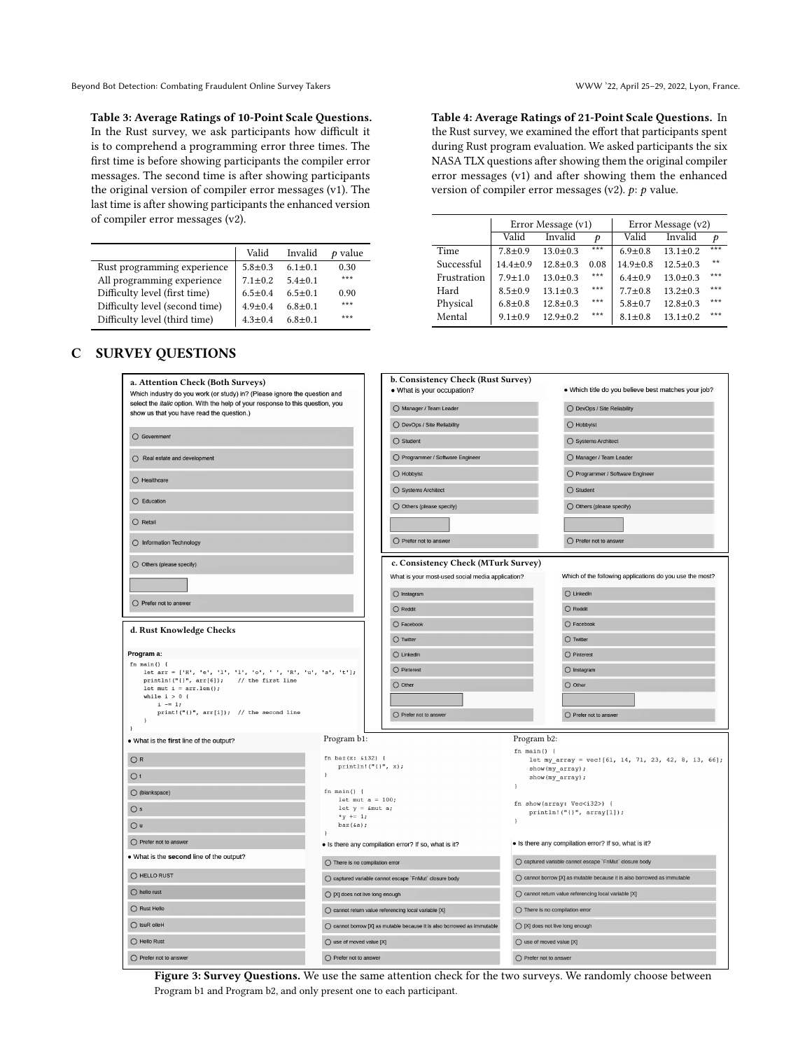**Table 3: Average Ratings of 10-Point Scale Questions.** In the Rust survey, we ask participants how difficult it is to comprehend a programming error three times. The first time is before showing participants the compiler error messages. The second time is after showing participants the original version of compiler error messages (v1). The last time is after showing participants the enhanced version of compiler error messages (v2).

| | Valid | Invalid | $p$ value |
|---|---|---|---|
| Rust programming experience | 5.8±0.3 | 6.1±0.1 | 0.30 |
| All programming experience | 7.1±0.2 | 5.4±0.1 | *** |
| Difficulty level (first time) | 6.5±0.4 | 6.5±0.1 | 0.90 |
| Difficulty level (second time) | 4.9±0.4 | 6.8±0.1 | *** |
| Difficulty level (third time) | 4.3±0.4 | 6.8±0.1 | *** |

**Table 4: Average Ratings of 21-Point Scale Questions.** In the Rust survey, we examined the effort that participants spent during Rust program evaluation. We asked participants the six NASA TLX questions after showing them the original compiler error messages (v1) and after showing them the enhanced version of compiler error messages (v2). $p$: $p$ value.

| | Error Message (v1) | | | Error Message (v2) | | |
|---|---|---|---|---|---|---|
| | Valid | Invalid | $p$ | Valid | Invalid | $p$ |
| Time | 7.8±0.9 | 13.0±0.3 | *** | 6.9±0.8 | 13.1±0.2 | *** |
| Successful | 14.4±0.9 | 12.8±0.3 | 0.08 | 14.9±0.8 | 12.5±0.3 | ** |
| Frustration | 7.9±1.0 | 13.0±0.3 | *** | 6.4±0.9 | 13.0±0.3 | *** |
| Hard | 8.5±0.9 | 13.1±0.3 | *** | 7.7±0.8 | 13.2±0.3 | *** |
| Physical | 6.8±0.8 | 12.8±0.3 | *** | 5.8±0.7 | 12.8±0.3 | *** |
| Mental | 9.1±0.9 | 12.9±0.2 | *** | 8.1±0.8 | 13.1±0.2 | *** |

## C SURVEY QUESTIONS

**a. Attention Check (Both Surveys)**

Which industry do you work (or study) in? (Please ignore the question and select the *italic* option. With the help of your response to this question, you show us that you have read the question.)

- *Government*
- Real estate and development
- Healthcare
- Education
- Retail
- Information Technology
- Others (please specify)
- Prefer not to answer

**b. Consistency Check (Rust Survey)**

- What is your occupation?
  - Manager / Team Leader
  - DevOps / Site Reliability
  - Student
  - Programmer / Software Engineer
  - Hobbyist
  - Systems Architect
  - Others (please specify)
  - Prefer not to answer
- Which title do you believe best matches your job?
  - DevOps / Site Reliability
  - Hobbyist
  - Systems Architect
  - Manager / Team Leader
  - Programmer / Software Engineer
  - Student
  - Others (please specify)
  - Prefer not to answer

**c. Consistency Check (MTurk Survey)**

What is your most-used social media application?

- Instagram
- Reddit
- Facebook
- Twitter
- LinkedIn
- Pinterest
- Other
- Prefer not to answer

Which of the following applications do you use the most?

- LinkedIn
- Reddit
- Facebook
- Twitter
- Pinterest
- Instagram
- Other
- Prefer not to answer

**d. Rust Knowledge Checks**

**Program a:**

```
fn main() {
    let arr = ['H', 'e', 'l', 'l', 'o', ' ', 'R', 'u', 's', 't'];
    println!("{}", arr[6]);    // the first line
    let mut i = arr.len();
    while i > 0 {
        i -= 1;
        print!("{}", arr[i]);  // the second line
    }
}
```

- What is the **first** line of the output?
  - R
  - t
  - (blankspace)
  - s
  - u
  - Prefer not to answer
- What is the **second** line of the output?
  - HELLO RUST
  - hello rust
  - Rust Hello
  - tsuR olleH
  - Hello Rust
  - Prefer not to answer

Program b1:

```
fn baz(x: &i32) {
    println!("{}", x);
}

fn main() {
    let mut a = 100;
    let y = &mut a;
    *y += 1;
    baz(&a);
}
```

- Is there any compilation error? If so, what is it?
  - There is no compilation error
  - captured variable cannot escape `FnMut` closure body
  - [X] does not live long enough
  - cannot return value referencing local variable [X]
  - cannot borrow [X] as mutable because it is also borrowed as immutable
  - use of moved value [X]
  - Prefer not to answer

Program b2:

```
fn main() {
    let my_array = vec![61, 14, 71, 23, 42, 8, 13, 66];
    show(my_array);
    show(my_array);
}

fn show(array: Vec<i32>) {
    println!("{}", array[1]);
}
```

- Is there any compilation error? If so, what is it?
  - captured variable cannot escape `FnMut` closure body
  - cannot borrow [X] as mutable because it is also borrowed as immutable
  - cannot return value referencing local variable [X]
  - There is no compilation error
  - [X] does not live long enough
  - use of moved value [X]
  - Prefer not to answer

**Figure 3: Survey Questions.** We use the same attention check for the two surveys. We randomly choose between Program b1 and Program b2, and only present one to each participant.